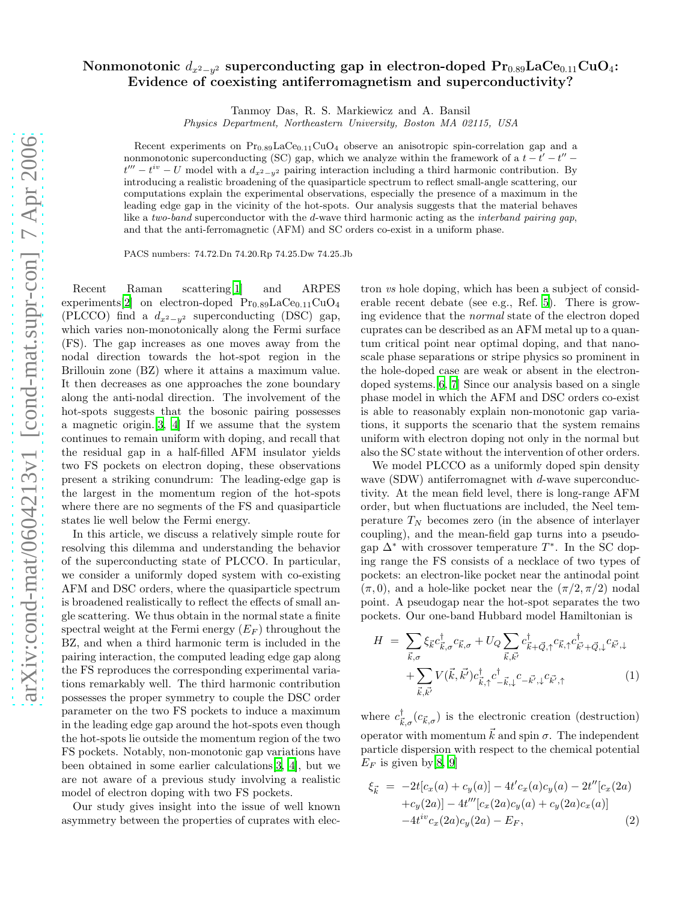# Nonmonotonic $d_{x^2-y^2}$ superconducting gap in electron-doped $\mathrm{Pr_{0.89}LaCe_{0.11}CuO_4}$: Evidence of coexisting antiferromagnetism and superconductivity?

Tanmoy Das, R. S. Markiewicz and A. Bansil

*Physics Department, Northeastern University, Boston MA 02115, USA*

Recent experiments on $\mathrm{Pr_{0.89}LaCe_{0.11}CuO_4}$ observe an anisotropic spin-correlation gap and a nonmonotonic superconducting (SC) gap, which we analyze within the framework of a $t-t'-t''-t'''-t^{iv}-U$ model with a $d_{x^2-y^2}$ pairing interaction including a third harmonic contribution. By introducing a realistic broadening of the quasiparticle spectrum to reflect small-angle scattering, our computations explain the experimental observations, especially the presence of a maximum in the leading edge gap in the vicinity of the hot-spots. Our analysis suggests that the material behaves like a *two-band* superconductor with the *d*-wave third harmonic acting as the *interband pairing gap*, and that the anti-ferromagnetic (AFM) and SC orders co-exist in a uniform phase.

PACS numbers: 74.72.Dn 74.20.Rp 74.25.Dw 74.25.Jb

Recent Raman scattering[1] and ARPES experiments[2] on electron-doped $\mathrm{Pr_{0.89}LaCe_{0.11}CuO_4}$ (PLCCO) find a $d_{x^2-y^2}$ superconducting (DSC) gap, which varies non-monotonically along the Fermi surface (FS). The gap increases as one moves away from the nodal direction towards the hot-spot region in the Brillouin zone (BZ) where it attains a maximum value. It then decreases as one approaches the zone boundary along the anti-nodal direction. The involvement of the hot-spots suggests that the bosonic pairing possesses a magnetic origin.[3, 4] If we assume that the system continues to remain uniform with doping, and recall that the residual gap in a half-filled AFM insulator yields two FS pockets on electron doping, these observations present a striking conundrum: The leading-edge gap is the largest in the momentum region of the hot-spots where there are no segments of the FS and quasiparticle states lie well below the Fermi energy.

In this article, we discuss a relatively simple route for resolving this dilemma and understanding the behavior of the superconducting state of PLCCO. In particular, we consider a uniformly doped system with co-existing AFM and DSC orders, where the quasiparticle spectrum is broadened realistically to reflect the effects of small angle scattering. We thus obtain in the normal state a finite spectral weight at the Fermi energy ($E_F$) throughout the BZ, and when a third harmonic term is included in the pairing interaction, the computed leading edge gap along the FS reproduces the corresponding experimental variations remarkably well. The third harmonic contribution possesses the proper symmetry to couple the DSC order parameter on the two FS pockets to induce a maximum in the leading edge gap around the hot-spots even though the hot-spots lie outside the momentum region of the two FS pockets. Notably, non-monotonic gap variations have been obtained in some earlier calculations[3, 4], but we are not aware of a previous study involving a realistic model of electron doping with two FS pockets.

Our study gives insight into the issue of well known asymmetry between the properties of cuprates with electron *vs* hole doping, which has been a subject of considerable recent debate (see e.g., Ref. [5]). There is growing evidence that the *normal* state of the electron doped cuprates can be described as an AFM metal up to a quantum critical point near optimal doping, and that nanoscale phase separations or stripe physics so prominent in the hole-doped case are weak or absent in the electron-doped systems.[6, 7] Since our analysis based on a single phase model in which the AFM and DSC orders co-exist is able to reasonably explain non-monotonic gap variations, it supports the scenario that the system remains uniform with electron doping not only in the normal but also the SC state without the intervention of other orders.

We model PLCCO as a uniformly doped spin density wave (SDW) antiferromagnet with *d*-wave superconductivity. At the mean field level, there is long-range AFM order, but when fluctuations are included, the Neel temperature $T_N$ becomes zero (in the absence of interlayer coupling), and the mean-field gap turns into a pseudogap $\Delta^*$ with crossover temperature $T^*$. In the SC doping range the FS consists of a necklace of two types of pockets: an electron-like pocket near the antinodal point $(\pi, 0)$, and a hole-like pocket near the $(\pi/2, \pi/2)$ nodal point. A pseudogap near the hot-spot separates the two pockets. Our one-band Hubbard model Hamiltonian is

$$
\begin{aligned}
H &= \sum_{\vec{k},\sigma} \xi_{\vec{k}} c^{\dagger}_{\vec{k},\sigma} c_{\vec{k},\sigma} + U_Q \sum_{\vec{k},\vec{k}'} c^{\dagger}_{\vec{k}+\vec{Q},\uparrow} c_{\vec{k},\uparrow} c^{\dagger}_{\vec{k}'+\vec{Q},\downarrow} c_{\vec{k}',\downarrow} \\
&\quad + \sum_{\vec{k},\vec{k}'} V(\vec{k},\vec{k}') c^{\dagger}_{\vec{k},\uparrow} c^{\dagger}_{-\vec{k},\downarrow} c_{-\vec{k}',\downarrow} c_{\vec{k}',\uparrow} \qquad (1)
\end{aligned}
$$

where $c^{\dagger}_{\vec{k},\sigma}$ ($c_{\vec{k},\sigma}$) is the electronic creation (destruction) operator with momentum $\vec{k}$ and spin $\sigma$. The independent particle dispersion with respect to the chemical potential $E_F$ is given by[8, 9]

$$
\begin{aligned}
\xi_{\vec{k}} &= -2t[c_x(a) + c_y(a)] - 4t' c_x(a) c_y(a) - 2t''[c_x(2a) \\
&\quad + c_y(2a)] - 4t'''[c_x(2a) c_y(a) + c_y(2a) c_x(a)] \\
&\quad - 4t^{iv} c_x(2a) c_y(2a) - E_F, \qquad (2)
\end{aligned}
$$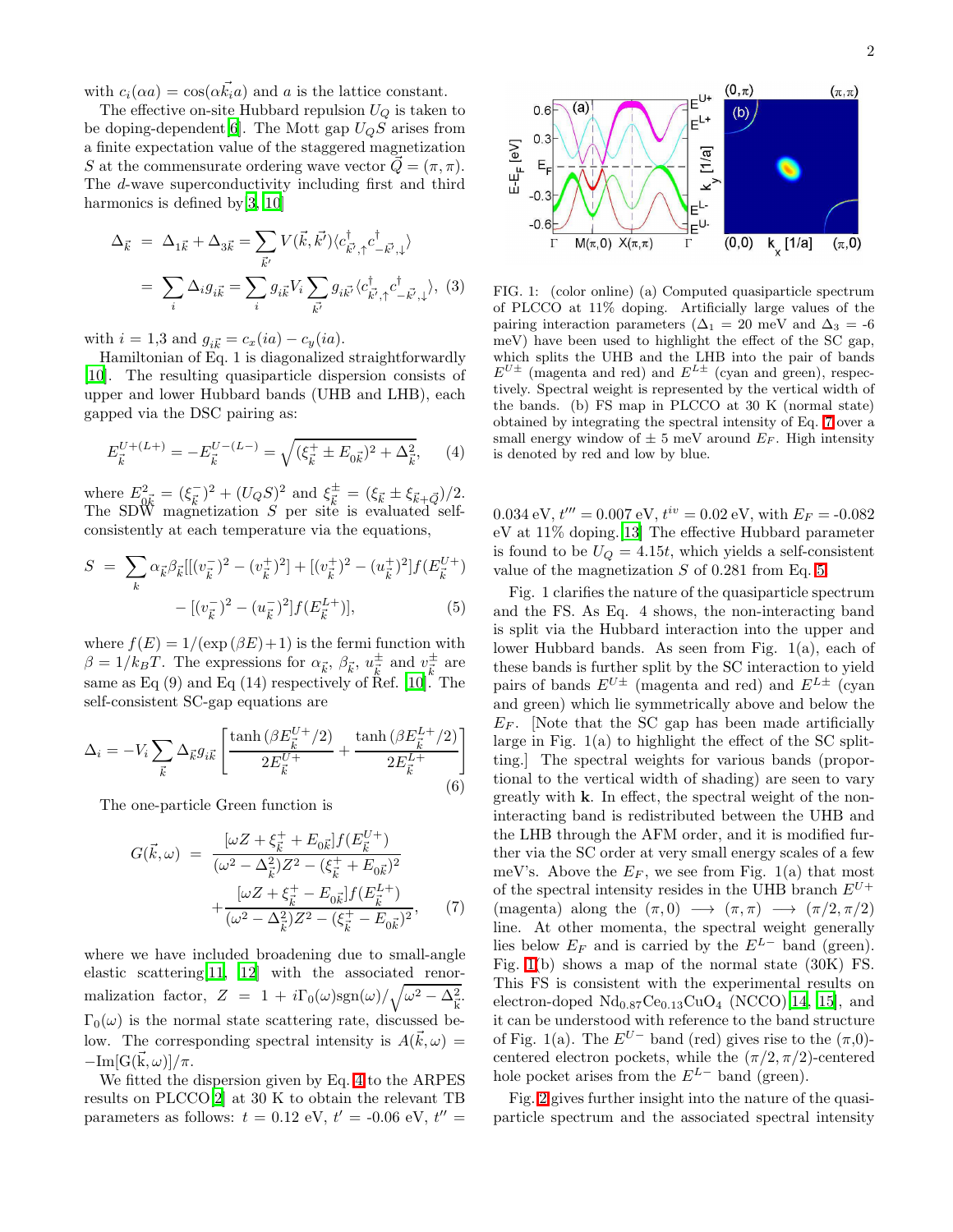with $c_i(\alpha a) = \cos(\alpha \vec{k}_i a)$ and $a$ is the lattice constant.

The effective on-site Hubbard repulsion $U_Q$ is taken to be doping-dependent[6]. The Mott gap $U_Q S$ arises from a finite expectation value of the staggered magnetization $S$ at the commensurate ordering wave vector $\vec{Q} = (\pi, \pi)$. The $d$-wave superconductivity including first and third harmonics is defined by[3, 10]

$$
\begin{aligned}
\Delta_{\vec{k}} &= \Delta_{1\vec{k}} + \Delta_{3\vec{k}} = \sum_{\vec{k}'} V(\vec{k}, \vec{k}') \langle c^{\dagger}_{\vec{k}',\uparrow} c^{\dagger}_{-\vec{k}',\downarrow} \rangle \\
&= \sum_i \Delta_i g_{i\vec{k}} = \sum_i g_{i\vec{k}} V_i \sum_{\vec{k}'} g_{i\vec{k}'} \langle c^{\dagger}_{\vec{k}',\uparrow} c^{\dagger}_{-\vec{k}',\downarrow} \rangle, \quad (3)
\end{aligned}
$$

with $i$ = 1,3 and $g_{i\vec{k}} = c_x(ia) - c_y(ia)$.

Hamiltonian of Eq. 1 is diagonalized straightforwardly [10]. The resulting quasiparticle dispersion consists of upper and lower Hubbard bands (UHB and LHB), each gapped via the DSC pairing as:

$$
E^{U+(L+)}_{\vec{k}} = -E^{U-(L-)}_{\vec{k}} = \sqrt{(\xi^{+}_{\vec{k}} \pm E_{0\vec{k}})^2 + \Delta^2_{\vec{k}}}, \quad (4)
$$

where $E^2_{0\vec{k}} = (\xi^{-}_{\vec{k}})^2 + (U_Q S)^2$ and $\xi^{\pm}_{\vec{k}} = (\xi_{\vec{k}} \pm \xi_{\vec{k}+\vec{Q}})/2$. The SDW magnetization $S$ per site is evaluated self-consistently at each temperature via the equations,

$$
\begin{aligned}
S &= \sum_k \alpha_{\vec{k}} \beta_{\vec{k}} [[(v^{-}_{\vec{k}})^2 - (v^{+}_{\vec{k}})^2] + [(v^{+}_{\vec{k}})^2 - (u^{+}_{\vec{k}})^2] f(E^{U+}_{\vec{k}}) \\
&\quad - [(v^{-}_{\vec{k}})^2 - (u^{-}_{\vec{k}})^2] f(E^{L+}_{\vec{k}})], \quad (5)
\end{aligned}
$$

where $f(E) = 1/(\exp(\beta E) + 1)$ is the fermi function with $\beta = 1/k_B T$. The expressions for $\alpha_{\vec{k}}$, $\beta_{\vec{k}}$, $u^{\pm}_{\vec{k}}$ and $v^{\pm}_{\vec{k}}$ are same as Eq (9) and Eq (14) respectively of Ref. [10]. The self-consistent SC-gap equations are

$$
\Delta_i = -V_i \sum_{\vec{k}} \Delta_{\vec{k}} g_{i\vec{k}} \left[ \frac{\tanh(\beta E^{U+}_{\vec{k}}/2)}{2E^{U+}_{\vec{k}}} + \frac{\tanh(\beta E^{L+}_{\vec{k}}/2)}{2E^{L+}_{\vec{k}}} \right] \quad (6)
$$

The one-particle Green function is

$$
\begin{aligned}
G(\vec{k}, \omega) &= \frac{[\omega Z + \xi^{+}_{\vec{k}} + E_{0\vec{k}}] f(E^{U+}_{\vec{k}})}{(\omega^2 - \Delta^2_{\vec{k}}) Z^2 - (\xi^{+}_{\vec{k}} + E_{0\vec{k}})^2} \\
&\quad + \frac{[\omega Z + \xi^{+}_{\vec{k}} - E_{0\vec{k}}] f(E^{L+}_{\vec{k}})}{(\omega^2 - \Delta^2_{\vec{k}}) Z^2 - (\xi^{+}_{\vec{k}} - E_{0\vec{k}})^2}, \quad (7)
\end{aligned}
$$

where we have included broadening due to small-angle elastic scattering[11, 12] with the associated renormalization factor, $Z = 1 + i\Gamma_0(\omega)\mathrm{sgn}(\omega)/\sqrt{\omega^2 - \Delta^2_{\mathrm{k}}}$. $\Gamma_0(\omega)$ is the normal state scattering rate, discussed below. The corresponding spectral intensity is $A(\vec{k}, \omega) = -\mathrm{Im}[\mathrm{G}(\vec{\mathrm{k}}, \omega)]/\pi$.

We fitted the dispersion given by Eq. 4 to the ARPES results on PLCCO[2] at 30 K to obtain the relevant TB parameters as follows: $t$ = 0.12 eV, $t'$ = -0.06 eV, $t''$ = 0.034 eV, $t'''$ = 0.007 eV, $t^{iv}$ = 0.02 eV, with $E_F$ = -0.082 eV at 11% doping.[13] The effective Hubbard parameter is found to be $U_Q$ = 4.15$t$, which yields a self-consistent value of the magnetization $S$ of 0.281 from Eq. 5.

FIG. 1: (color online) (a) Computed quasiparticle spectrum of PLCCO at 11% doping. Artificially large values of the pairing interaction parameters ($\Delta_1$ = 20 meV and $\Delta_3$ = -6 meV) have been used to highlight the effect of the SC gap, which splits the UHB and the LHB into the pair of bands $E^{U\pm}$ (magenta and red) and $E^{L\pm}$ (cyan and green), respectively. Spectral weight is represented by the vertical width of the bands. (b) FS map in PLCCO at 30 K (normal state) obtained by integrating the spectral intensity of Eq. 7 over a small energy window of ± 5 meV around $E_F$. High intensity is denoted by red and low by blue.

Fig. 1 clarifies the nature of the quasiparticle spectrum and the FS. As Eq. 4 shows, the non-interacting band is split via the Hubbard interaction into the upper and lower Hubbard bands. As seen from Fig. 1(a), each of these bands is further split by the SC interaction to yield pairs of bands $E^{U\pm}$ (magenta and red) and $E^{L\pm}$ (cyan and green) which lie symmetrically above and below the $E_F$. [Note that the SC gap has been made artificially large in Fig. 1(a) to highlight the effect of the SC splitting.] The spectral weights for various bands (proportional to the vertical width of shading) are seen to vary greatly with **k**. In effect, the spectral weight of the non-interacting band is redistributed between the UHB and the LHB through the AFM order, and it is modified further via the SC order at very small energy scales of a few meV's. Above the $E_F$, we see from Fig. 1(a) that most of the spectral intensity resides in the UHB branch $E^{U+}$ (magenta) along the $(\pi, 0) \longrightarrow (\pi, \pi) \longrightarrow (\pi/2, \pi/2)$ line. At other momenta, the spectral weight generally lies below $E_F$ and is carried by the $E^{L-}$ band (green). Fig. 1(b) shows a map of the normal state (30K) FS. This FS is consistent with the experimental results on electron-doped $Nd_{0.87}Ce_{0.13}CuO_4$ (NCCO)[14, 15], and it can be understood with reference to the band structure of Fig. 1(a). The $E^{U-}$ band (red) gives rise to the $(\pi,0)$-centered electron pockets, while the $(\pi/2, \pi/2)$-centered hole pocket arises from the $E^{L-}$ band (green).

Fig. 2 gives further insight into the nature of the quasiparticle spectrum and the associated spectral intensity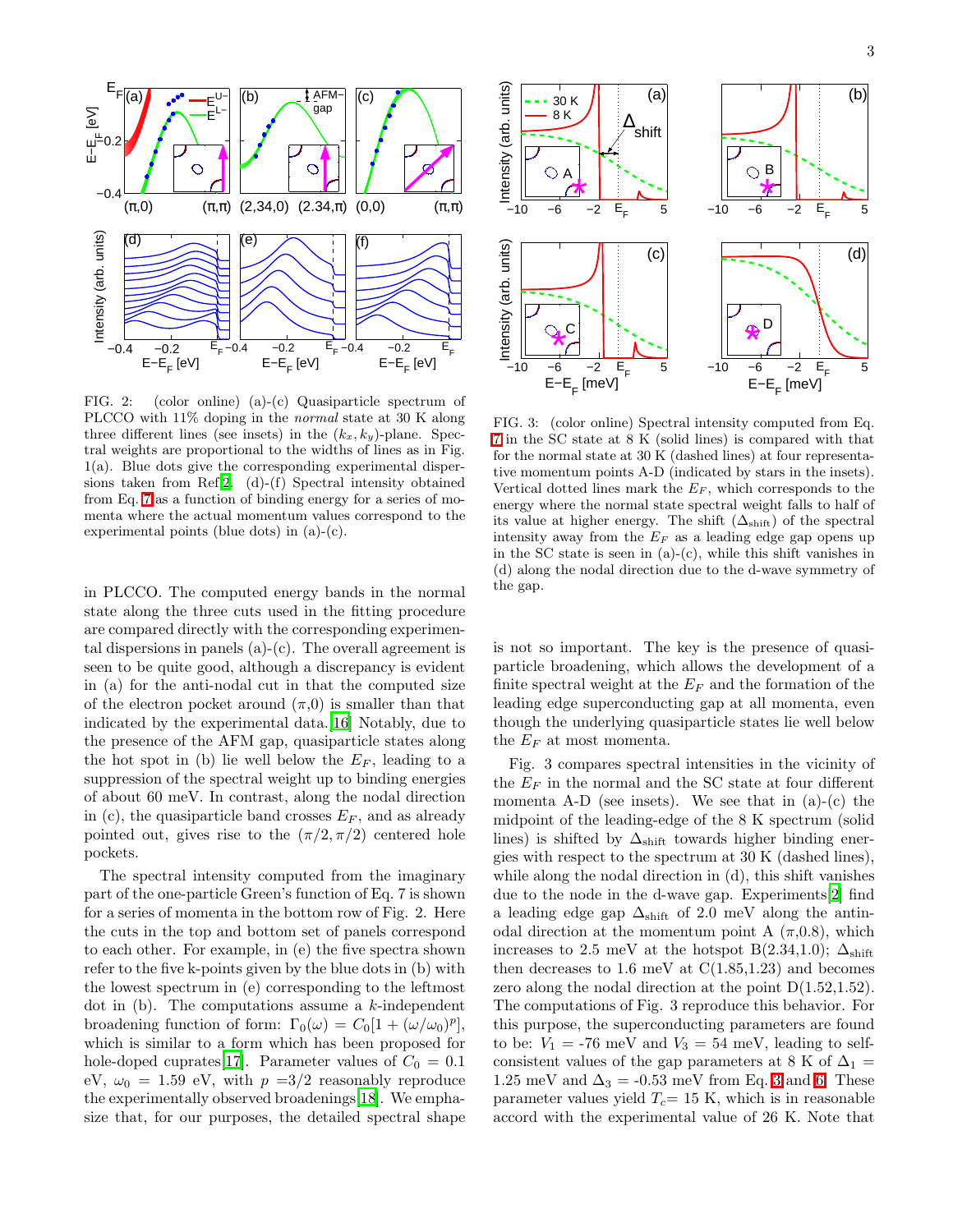FIG. 2: (color online) (a)-(c) Quasiparticle spectrum of PLCCO with 11% doping in the *normal* state at 30 K along three different lines (see insets) in the $(k_x, k_y)$-plane. Spectral weights are proportional to the widths of lines as in Fig. 1(a). Blue dots give the corresponding experimental dispersions taken from Ref[2]. (d)-(f) Spectral intensity obtained from Eq. 7 as a function of binding energy for a series of momenta where the actual momentum values correspond to the experimental points (blue dots) in (a)-(c).

in PLCCO. The computed energy bands in the normal state along the three cuts used in the fitting procedure are compared directly with the corresponding experimental dispersions in panels (a)-(c). The overall agreement is seen to be quite good, although a discrepancy is evident in (a) for the anti-nodal cut in that the computed size of the electron pocket around ($\pi$,0) is smaller than that indicated by the experimental data.[16] Notably, due to the presence of the AFM gap, quasiparticle states along the hot spot in (b) lie well below the $E_F$, leading to a suppression of the spectral weight up to binding energies of about 60 meV. In contrast, along the nodal direction in (c), the quasiparticle band crosses $E_F$, and as already pointed out, gives rise to the $(\pi/2, \pi/2)$ centered hole pockets.

The spectral intensity computed from the imaginary part of the one-particle Green's function of Eq. 7 is shown for a series of momenta in the bottom row of Fig. 2. Here the cuts in the top and bottom set of panels correspond to each other. For example, in (e) the five spectra shown refer to the five k-points given by the blue dots in (b) with the lowest spectrum in (e) corresponding to the leftmost dot in (b). The computations assume a $k$-independent broadening function of form: $\Gamma_0(\omega) = C_0[1 + (\omega/\omega_0)^p]$, which is similar to a form which has been proposed for hole-doped cuprates[17]. Parameter values of $C_0$ = 0.1 eV, $\omega_0$ = 1.59 eV, with $p$ =3/2 reasonably reproduce the experimentally observed broadenings[18]. We emphasize that, for our purposes, the detailed spectral shape is not so important. The key is the presence of quasiparticle broadening, which allows the development of a finite spectral weight at the $E_F$ and the formation of the leading edge superconducting gap at all momenta, even though the underlying quasiparticle states lie well below the $E_F$ at most momenta.

FIG. 3: (color online) Spectral intensity computed from Eq. 7 in the SC state at 8 K (solid lines) is compared with that for the normal state at 30 K (dashed lines) at four representative momentum points A-D (indicated by stars in the insets). Vertical dotted lines mark the $E_F$, which corresponds to the energy where the normal state spectral weight falls to half of its value at higher energy. The shift ($\Delta_{\rm shift}$) of the spectral intensity away from the $E_F$ as a leading edge gap opens up in the SC state is seen in (a)-(c), while this shift vanishes in (d) along the nodal direction due to the d-wave symmetry of the gap.

Fig. 3 compares spectral intensities in the vicinity of the $E_F$ in the normal and the SC state at four different momenta A-D (see insets). We see that in (a)-(c) the midpoint of the leading-edge of the 8 K spectrum (solid lines) is shifted by $\Delta_{\rm shift}$ towards higher binding energies with respect to the spectrum at 30 K (dashed lines), while along the nodal direction in (d), this shift vanishes due to the node in the d-wave gap. Experiments[2] find a leading edge gap $\Delta_{\rm shift}$ of 2.0 meV along the antinodal direction at the momentum point A ($\pi$,0.8), which increases to 2.5 meV at the hotspot B(2.34,1.0); $\Delta_{\rm shift}$ then decreases to 1.6 meV at C(1.85,1.23) and becomes zero along the nodal direction at the point D(1.52,1.52). The computations of Fig. 3 reproduce this behavior. For this purpose, the superconducting parameters are found to be: $V_1$ = -76 meV and $V_3$ = 54 meV, leading to self-consistent values of the gap parameters at 8 K of $\Delta_1$ = 1.25 meV and $\Delta_3$ = -0.53 meV from Eq. 3 and 6. These parameter values yield $T_c$= 15 K, which is in reasonable accord with the experimental value of 26 K. Note that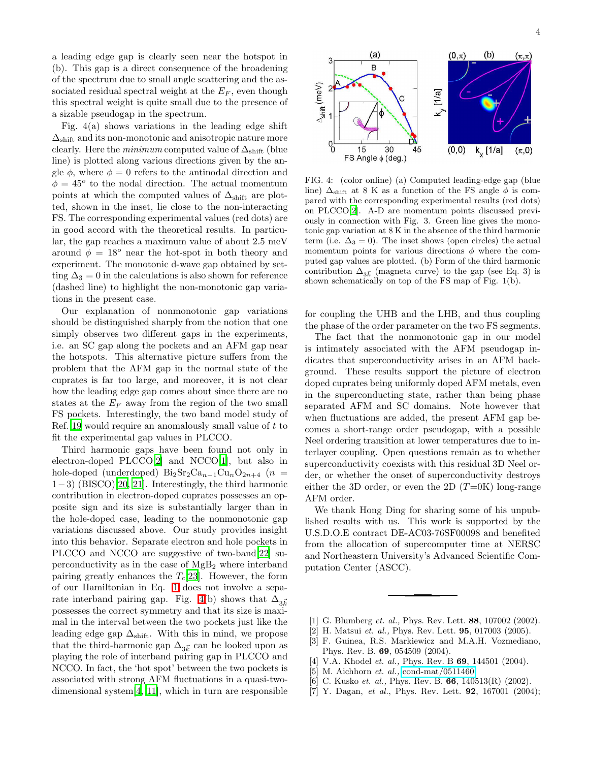a leading edge gap is clearly seen near the hotspot in (b). This gap is a direct consequence of the broadening of the spectrum due to small angle scattering and the associated residual spectral weight at the $E_F$, even though this spectral weight is quite small due to the presence of a sizable pseudogap in the spectrum.

Fig. 4(a) shows variations in the leading edge shift $\Delta_{\rm shift}$ and its non-monotonic and anisotropic nature more clearly. Here the *minimum* computed value of $\Delta_{\rm shift}$ (blue line) is plotted along various directions given by the angle $\phi$, where $\phi = 0$ refers to the antinodal direction and $\phi = 45^o$ to the nodal direction. The actual momentum points at which the computed values of $\Delta_{\rm shift}$ are plotted, shown in the inset, lie close to the non-interacting FS. The corresponding experimental values (red dots) are in good accord with the theoretical results. In particular, the gap reaches a maximum value of about 2.5 meV around $\phi = 18^o$ near the hot-spot in both theory and experiment. The monotonic d-wave gap obtained by setting $\Delta_3 = 0$ in the calculations is also shown for reference (dashed line) to highlight the non-monotonic gap variations in the present case.

Our explanation of nonmonotonic gap variations should be distinguished sharply from the notion that one simply observes two different gaps in the experiments, i.e. an SC gap along the pockets and an AFM gap near the hotspots. This alternative picture suffers from the problem that the AFM gap in the normal state of the cuprates is far too large, and moreover, it is not clear how the leading edge gap comes about since there are no states at the $E_F$ away from the region of the two small FS pockets. Interestingly, the two band model study of Ref. [19] would require an anomalously small value of $t$ to fit the experimental gap values in PLCCO.

Third harmonic gaps have been found not only in electron-doped PLCCO[2] and NCCO[1], but also in hole-doped (underdoped) $Bi_2Sr_2Ca_{n-1}Cu_nO_{2n+4}$ ($n = 1-3$) (BISCO)[20, 21]. Interestingly, the third harmonic contribution in electron-doped cuprates possesses an opposite sign and its size is substantially larger than in the hole-doped case, leading to the nonmonotonic gap variations discussed above. Our study provides insight into this behavior. Separate electron and hole pockets in PLCCO and NCCO are suggestive of two-band[22] superconductivity as in the case of $MgB_2$ where interband pairing greatly enhances the $T_c$[23]. However, the form of our Hamiltonian in Eq. 1 does not involve a separate interband pairing gap. Fig. 4(b) shows that $\Delta_{3\vec{k}}$ possesses the correct symmetry and that its size is maximal in the interval between the two pockets just like the leading edge gap $\Delta_{\rm shift}$. With this in mind, we propose that the third-harmonic gap $\Delta_{3\vec{k}}$ can be looked upon as playing the role of interband pairing gap in PLCCO and NCCO. In fact, the 'hot spot' between the two pockets is associated with strong AFM fluctuations in a quasi-two-dimensional system[4, 11], which in turn are responsible for coupling the UHB and the LHB, and thus coupling the phase of the order parameter on the two FS segments.

FIG. 4: (color online) (a) Computed leading-edge gap (blue line) $\Delta_{\rm shift}$ at 8 K as a function of the FS angle $\phi$ is compared with the corresponding experimental results (red dots) on PLCCO[2]. A-D are momentum points discussed previously in connection with Fig. 3. Green line gives the monotonic gap variation at 8 K in the absence of the third harmonic term (i.e. $\Delta_3 = 0$). The inset shows (open circles) the actual momentum points for various directions $\phi$ where the computed gap values are plotted. (b) Form of the third harmonic contribution $\Delta_{3\vec{k}}$ (magneta curve) to the gap (see Eq. 3) is shown schematically on top of the FS map of Fig. 1(b).

The fact that the nonmonotonic gap in our model is intimately associated with the AFM pseudogap indicates that superconductivity arises in an AFM background. These results support the picture of electron doped cuprates being uniformly doped AFM metals, even in the superconducting state, rather than being phase separated AFM and SC domains. Note however that when fluctuations are added, the present AFM gap becomes a short-range order pseudogap, with a possible Neel ordering transition at lower temperatures due to interlayer coupling. Open questions remain as to whether superconductivity coexists with this residual 3D Neel order, or whether the onset of superconductivity destroys either the 3D order, or even the 2D ($T$=0K) long-range AFM order.

We thank Hong Ding for sharing some of his unpublished results with us. This work is supported by the U.S.D.O.E contract DE-AC03-76SF00098 and benefited from the allocation of supercomputer time at NERSC and Northeastern University's Advanced Scientific Computation Center (ASCC).

---

[1] G. Blumberg *et. al.,* Phys. Rev. Lett. **88**, 107002 (2002).
[2] H. Matsui *et. al.,* Phys. Rev. Lett. **95**, 017003 (2005).
[3] F. Guinea, R.S. Markiewicz and M.A.H. Vozmediano, Phys. Rev. B. **69**, 054509 (2004).
[4] V.A. Khodel *et. al.,* Phys. Rev. B **69**, 144501 (2004).
[5] M. Aichhorn *et. al.,* cond-mat/0511460.
[6] C. Kusko *et. al.,* Phys. Rev. B. **66**, 140513(R) (2002).
[7] Y. Dagan, *et al.*, Phys. Rev. Lett. **92**, 167001 (2004);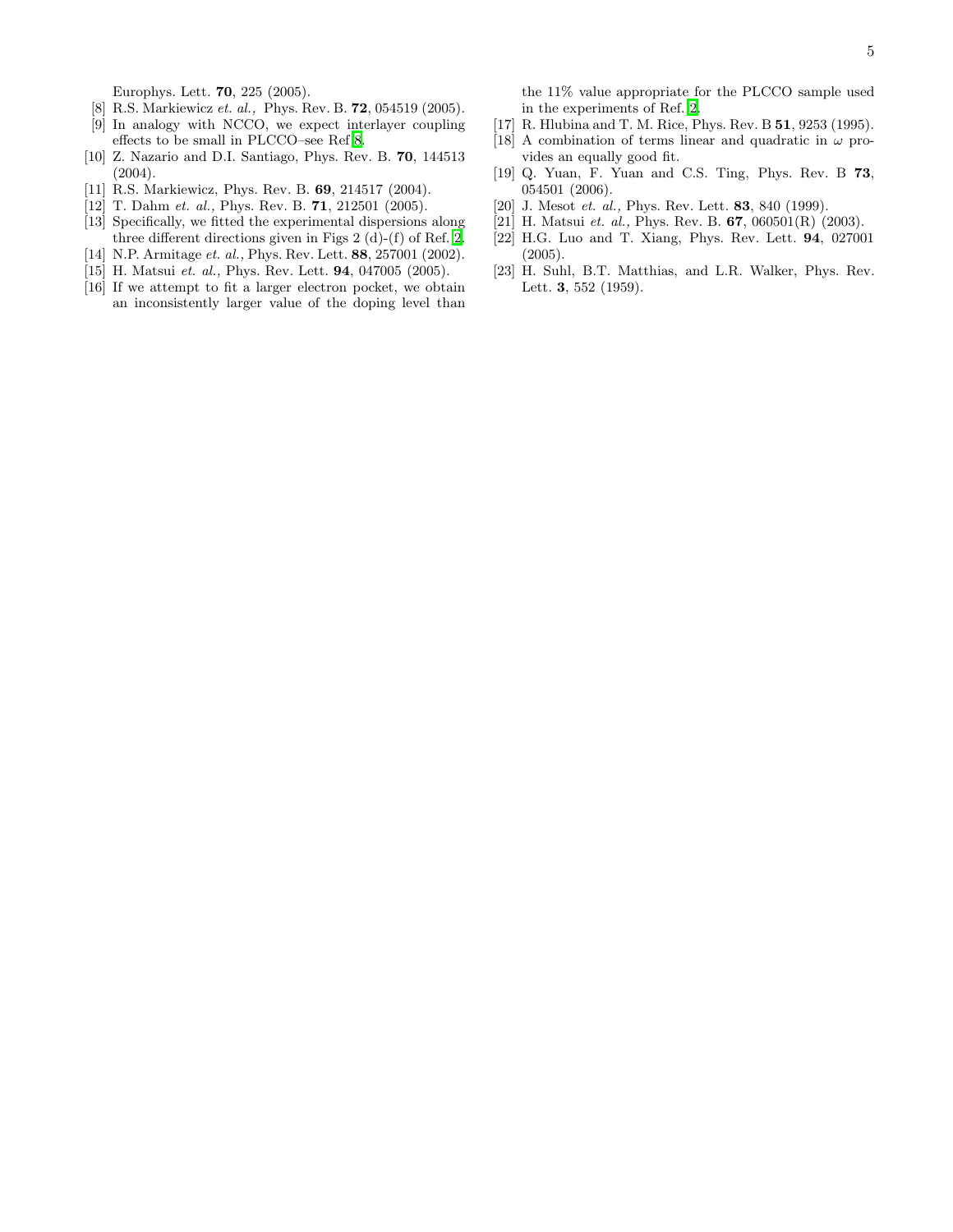Europhys. Lett. **70**, 225 (2005).

[8] R.S. Markiewicz *et. al.,* Phys. Rev. B. **72**, 054519 (2005).

[9] In analogy with NCCO, we expect interlayer coupling effects to be small in PLCCO–see Ref.[8].

[10] Z. Nazario and D.I. Santiago, Phys. Rev. B. **70**, 144513 (2004).

[11] R.S. Markiewicz, Phys. Rev. B. **69**, 214517 (2004).

[12] T. Dahm *et. al.,* Phys. Rev. B. **71**, 212501 (2005).

[13] Specifically, we fitted the experimental dispersions along three different directions given in Figs 2 (d)-(f) of Ref. [2].

[14] N.P. Armitage *et. al.,* Phys. Rev. Lett. **88**, 257001 (2002).

[15] H. Matsui *et. al.,* Phys. Rev. Lett. **94**, 047005 (2005).

[16] If we attempt to fit a larger electron pocket, we obtain an inconsistently larger value of the doping level than the 11% value appropriate for the PLCCO sample used in the experiments of Ref. [2].

[17] R. Hlubina and T. M. Rice, Phys. Rev. B **51**, 9253 (1995).

[18] A combination of terms linear and quadratic in $\omega$ provides an equally good fit.

[19] Q. Yuan, F. Yuan and C.S. Ting, Phys. Rev. B **73**, 054501 (2006).

[20] J. Mesot *et. al.,* Phys. Rev. Lett. **83**, 840 (1999).

[21] H. Matsui *et. al.,* Phys. Rev. B. **67**, 060501(R) (2003).

[22] H.G. Luo and T. Xiang, Phys. Rev. Lett. **94**, 027001 (2005).

[23] H. Suhl, B.T. Matthias, and L.R. Walker, Phys. Rev. Lett. **3**, 552 (1959).